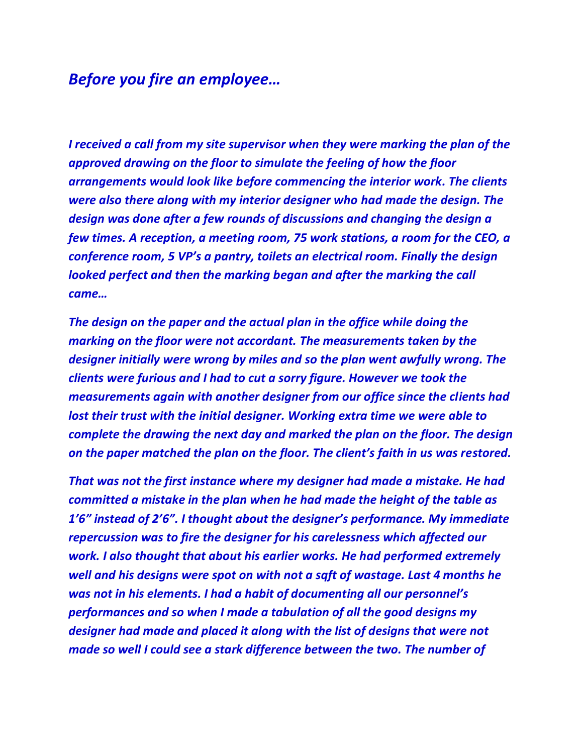# *Before you fire an employee…*

*I received a call from my site supervisor when they were marking the plan of the approved drawing on the floor to simulate the feeling of how the floor arrangements would look like before commencing the interior work. The clients were also there along with my interior designer who had made the design. The design was done after a few rounds of discussions and changing the design a few times. A reception, a meeting room, 75 work stations, a room for the CEO, a conference room, 5 VP's a pantry, toilets an electrical room. Finally the design looked perfect and then the marking began and after the marking the call came…*

*The design on the paper and the actual plan in the office while doing the marking on the floor were not accordant. The measurements taken by the designer initially were wrong by miles and so the plan went awfully wrong. The clients were furious and I had to cut a sorry figure. However we took the measurements again with another designer from our office since the clients had lost their trust with the initial designer. Working extra time we were able to complete the drawing the next day and marked the plan on the floor. The design on the paper matched the plan on the floor. The client's faith in us was restored.*

*That was not the first instance where my designer had made a mistake. He had committed a mistake in the plan when he had made the height of the table as 1'6" instead of 2'6". I thought about the designer's performance. My immediate repercussion was to fire the designer for his carelessness which affected our work. I also thought that about his earlier works. He had performed extremely well and his designs were spot on with not a sqft of wastage. Last 4 months he was not in his elements. I had a habit of documenting all our personnel's performances and so when I made a tabulation of all the good designs my designer had made and placed it along with the list of designs that were not made so well I could see a stark difference between the two. The number of*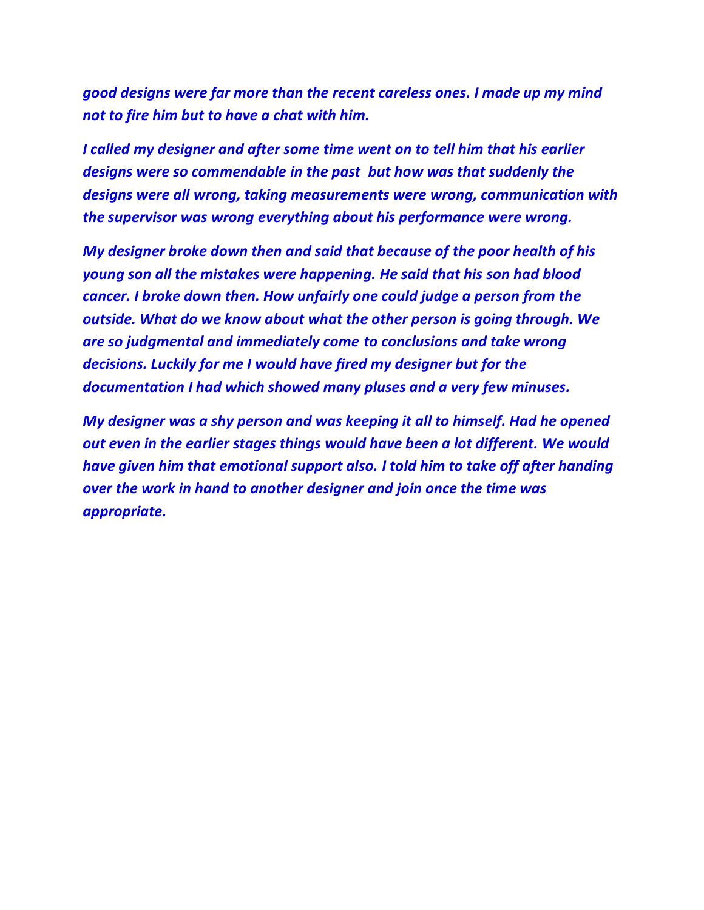***good designs were far more than the recent careless ones. I made up my mind not to fire him but to have a chat with him.***

***I called my designer and after some time went on to tell him that his earlier designs were so commendable in the past  but how was that suddenly the designs were all wrong, taking measurements were wrong, communication with the supervisor was wrong everything about his performance were wrong.***

***My designer broke down then and said that because of the poor health of his young son all the mistakes were happening. He said that his son had blood cancer. I broke down then. How unfairly one could judge a person from the outside. What do we know about what the other person is going through. We are so judgmental and immediately come to conclusions and take wrong decisions. Luckily for me I would have fired my designer but for the documentation I had which showed many pluses and a very few minuses.***

***My designer was a shy person and was keeping it all to himself. Had he opened out even in the earlier stages things would have been a lot different. We would have given him that emotional support also. I told him to take off after handing over the work in hand to another designer and join once the time was appropriate.***